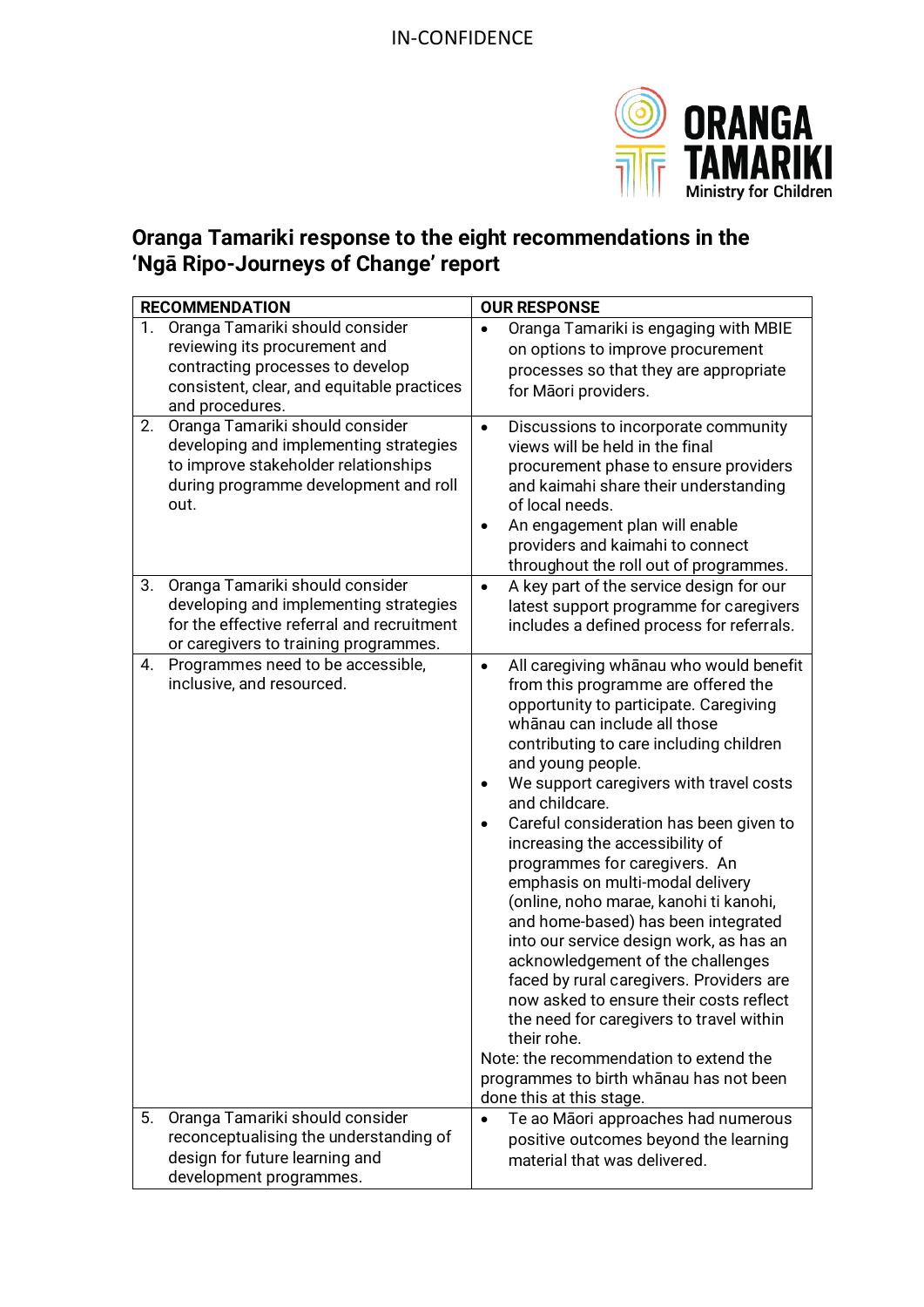IN-CONFIDENCE

ORANGA TAMARIKI
Ministry for Children

## Oranga Tamariki response to the eight recommendations in the 'Ngā Ripo-Journeys of Change' report

| RECOMMENDATION | OUR RESPONSE |
|---|---|
| 1. Oranga Tamariki should consider reviewing its procurement and contracting processes to develop consistent, clear, and equitable practices and procedures. | • Oranga Tamariki is engaging with MBIE on options to improve procurement processes so that they are appropriate for Māori providers. |
| 2. Oranga Tamariki should consider developing and implementing strategies to improve stakeholder relationships during programme development and roll out. | • Discussions to incorporate community views will be held in the final procurement phase to ensure providers and kaimahi share their understanding of local needs.<br>• An engagement plan will enable providers and kaimahi to connect throughout the roll out of programmes. |
| 3. Oranga Tamariki should consider developing and implementing strategies for the effective referral and recruitment or caregivers to training programmes. | • A key part of the service design for our latest support programme for caregivers includes a defined process for referrals. |
| 4. Programmes need to be accessible, inclusive, and resourced. | • All caregiving whānau who would benefit from this programme are offered the opportunity to participate. Caregiving whānau can include all those contributing to care including children and young people.<br>• We support caregivers with travel costs and childcare.<br>• Careful consideration has been given to increasing the accessibility of programmes for caregivers. An emphasis on multi-modal delivery (online, noho marae, kanohi ti kanohi, and home-based) has been integrated into our service design work, as has an acknowledgement of the challenges faced by rural caregivers. Providers are now asked to ensure their costs reflect the need for caregivers to travel within their rohe.<br>Note: the recommendation to extend the programmes to birth whānau has not been done this at this stage. |
| 5. Oranga Tamariki should consider reconceptualising the understanding of design for future learning and development programmes. | • Te ao Māori approaches had numerous positive outcomes beyond the learning material that was delivered. |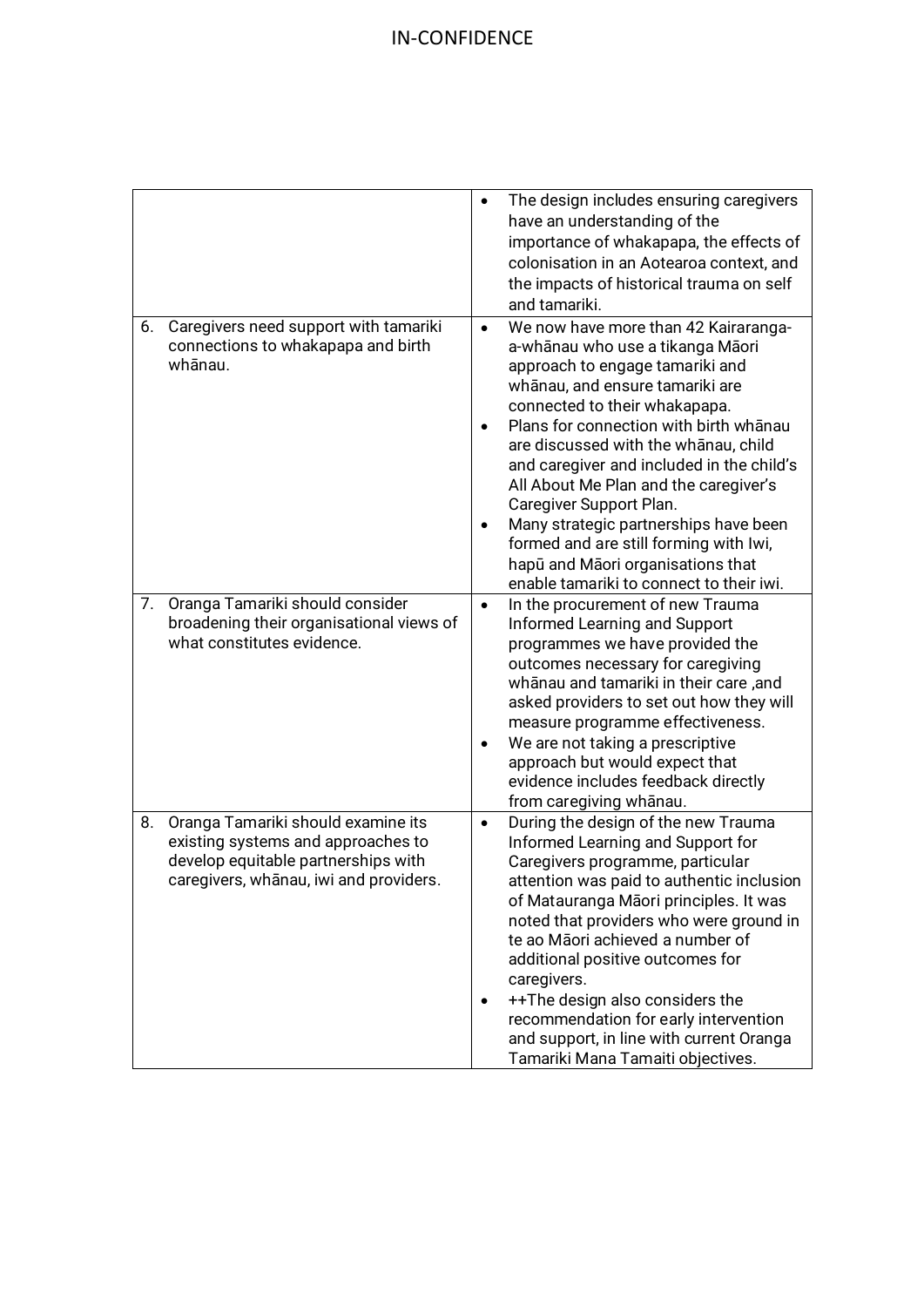| | |
|---|---|
| | • The design includes ensuring caregivers have an understanding of the importance of whakapapa, the effects of colonisation in an Aotearoa context, and the impacts of historical trauma on self and tamariki. |
| 6. Caregivers need support with tamariki connections to whakapapa and birth whānau. | • We now have more than 42 Kairaranga-a-whānau who use a tikanga Māori approach to engage tamariki and whānau, and ensure tamariki are connected to their whakapapa.<br>• Plans for connection with birth whānau are discussed with the whānau, child and caregiver and included in the child's All About Me Plan and the caregiver's Caregiver Support Plan.<br>• Many strategic partnerships have been formed and are still forming with Iwi, hapū and Māori organisations that enable tamariki to connect to their iwi. |
| 7. Oranga Tamariki should consider broadening their organisational views of what constitutes evidence. | • In the procurement of new Trauma Informed Learning and Support programmes we have provided the outcomes necessary for caregiving whānau and tamariki in their care ,and asked providers to set out how they will measure programme effectiveness.<br>• We are not taking a prescriptive approach but would expect that evidence includes feedback directly from caregiving whānau. |
| 8. Oranga Tamariki should examine its existing systems and approaches to develop equitable partnerships with caregivers, whānau, iwi and providers. | • During the design of the new Trauma Informed Learning and Support for Caregivers programme, particular attention was paid to authentic inclusion of Matauranga Māori principles. It was noted that providers who were ground in te ao Māori achieved a number of additional positive outcomes for caregivers.<br>• ++The design also considers the recommendation for early intervention and support, in line with current Oranga Tamariki Mana Tamaiti objectives. |